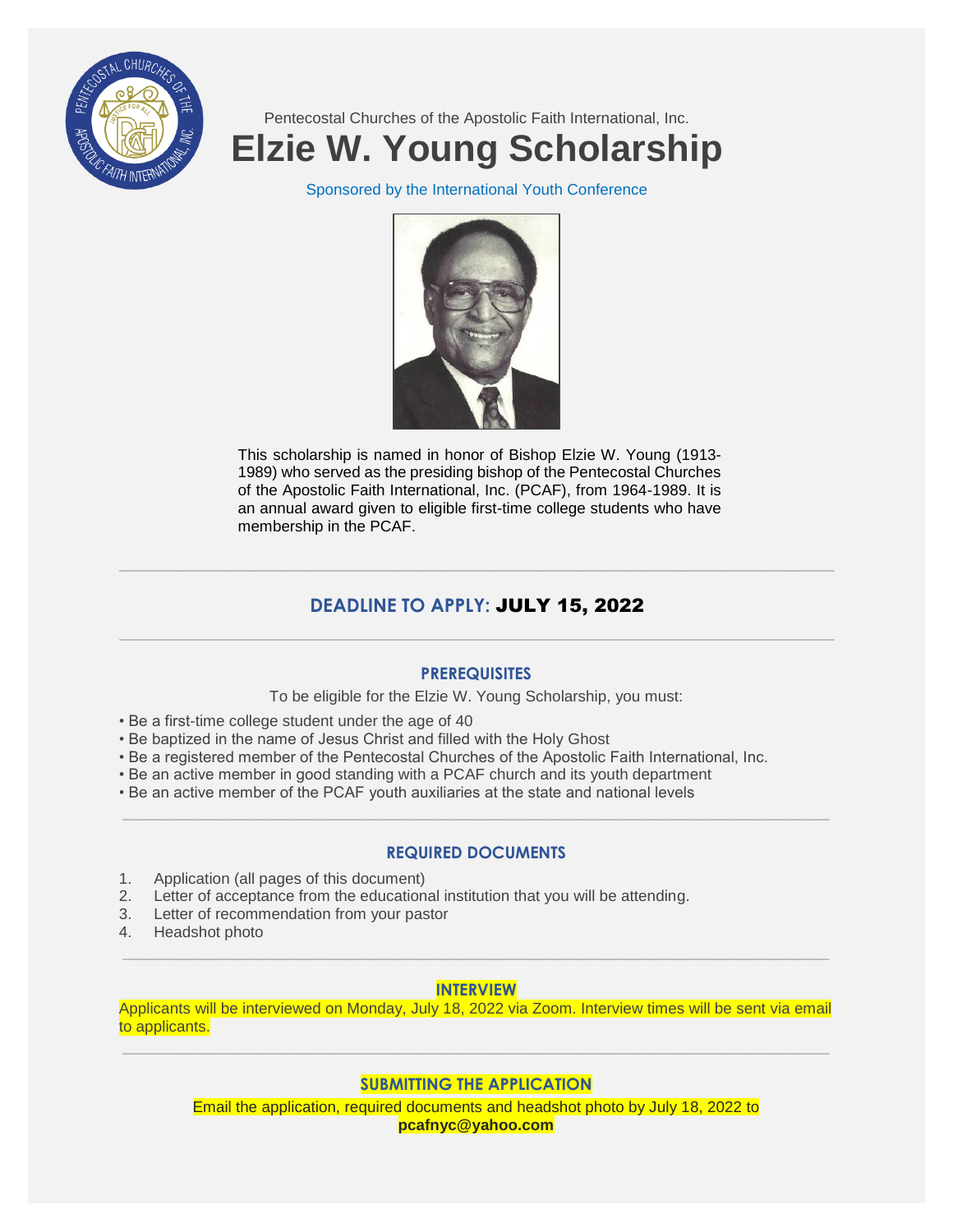Pentecostal Churches of the Apostolic Faith International, Inc.

# Elzie W. Young Scholarship

Sponsored by the International Youth Conference

This scholarship is named in honor of Bishop Elzie W. Young (1913-1989) who served as the presiding bishop of the Pentecostal Churches of the Apostolic Faith International, Inc. (PCAF), from 1964-1989. It is an annual award given to eligible first-time college students who have membership in the PCAF.

---

## DEADLINE TO APPLY: JULY 15, 2022

---

### PREREQUISITES

To be eligible for the Elzie W. Young Scholarship, you must:

- Be a first-time college student under the age of 40
- Be baptized in the name of Jesus Christ and filled with the Holy Ghost
- Be a registered member of the Pentecostal Churches of the Apostolic Faith International, Inc.
- Be an active member in good standing with a PCAF church and its youth department
- Be an active member of the PCAF youth auxiliaries at the state and national levels

---

### REQUIRED DOCUMENTS

1. Application (all pages of this document)
2. Letter of acceptance from the educational institution that you will be attending.
3. Letter of recommendation from your pastor
4. Headshot photo

---

### INTERVIEW

Applicants will be interviewed on Monday, July 18, 2022 via Zoom. Interview times will be sent via email to applicants.

---

### SUBMITTING THE APPLICATION

Email the application, required documents and headshot photo by July 18, 2022 to **pcafnyc@yahoo.com**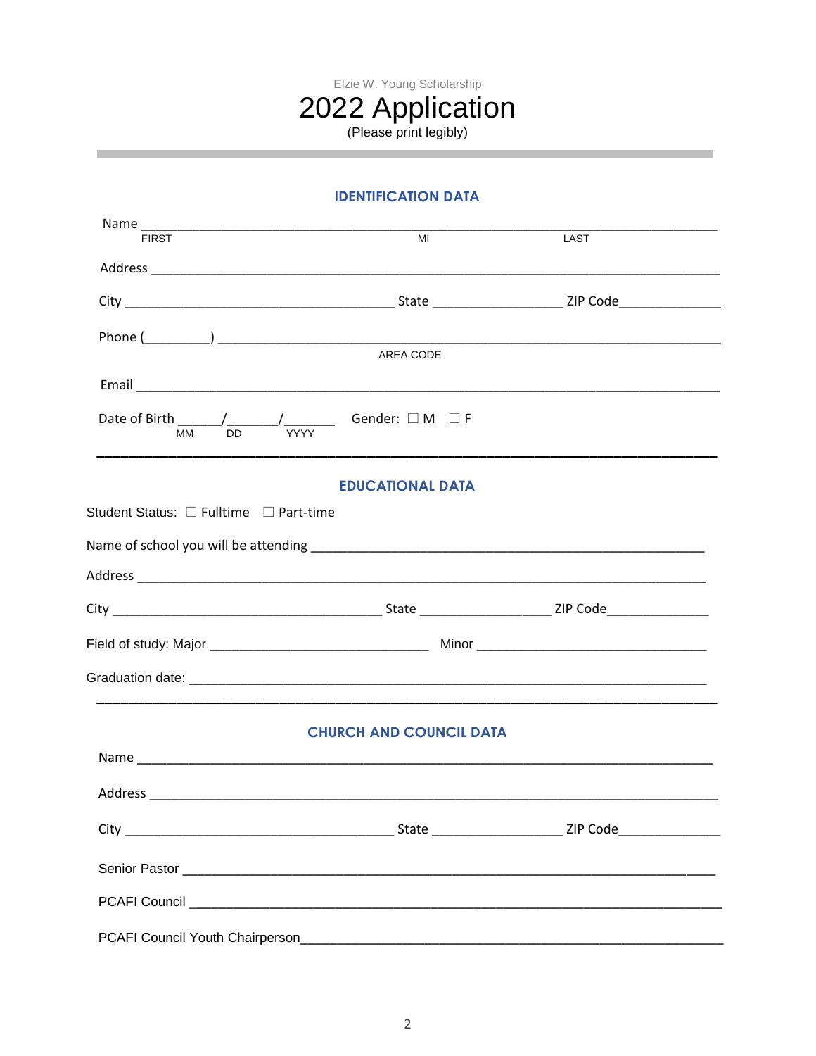Elzie W. Young Scholarship

# 2022 Application

(Please print legibly)

---

## IDENTIFICATION DATA

Name ______________________________________________________________________________
FIRST MI LAST

Address ____________________________________________________________________________

City ___________________________________ State _________________ ZIP Code_____________

Phone (_________) __________________________________________________________________
AREA CODE

Email ______________________________________________________________________________

Date of Birth ______/_______/_______ Gender: ☐ M ☐ F
MM DD YYYY

---

## EDUCATIONAL DATA

Student Status: ☐ Fulltime ☐ Part-time

Name of school you will be attending ______________________________________________________

Address ____________________________________________________________________________

City ___________________________________ State _________________ ZIP Code_____________

Field of study: Major ______________________________ Minor ______________________________

Graduation date: ____________________________________________________________________

---

## CHURCH AND COUNCIL DATA

Name ______________________________________________________________________________

Address ____________________________________________________________________________

City ___________________________________ State _________________ ZIP Code_____________

Senior Pastor _______________________________________________________________________

PCAFI Council _______________________________________________________________________

PCAFI Council Youth Chairperson_______________________________________________________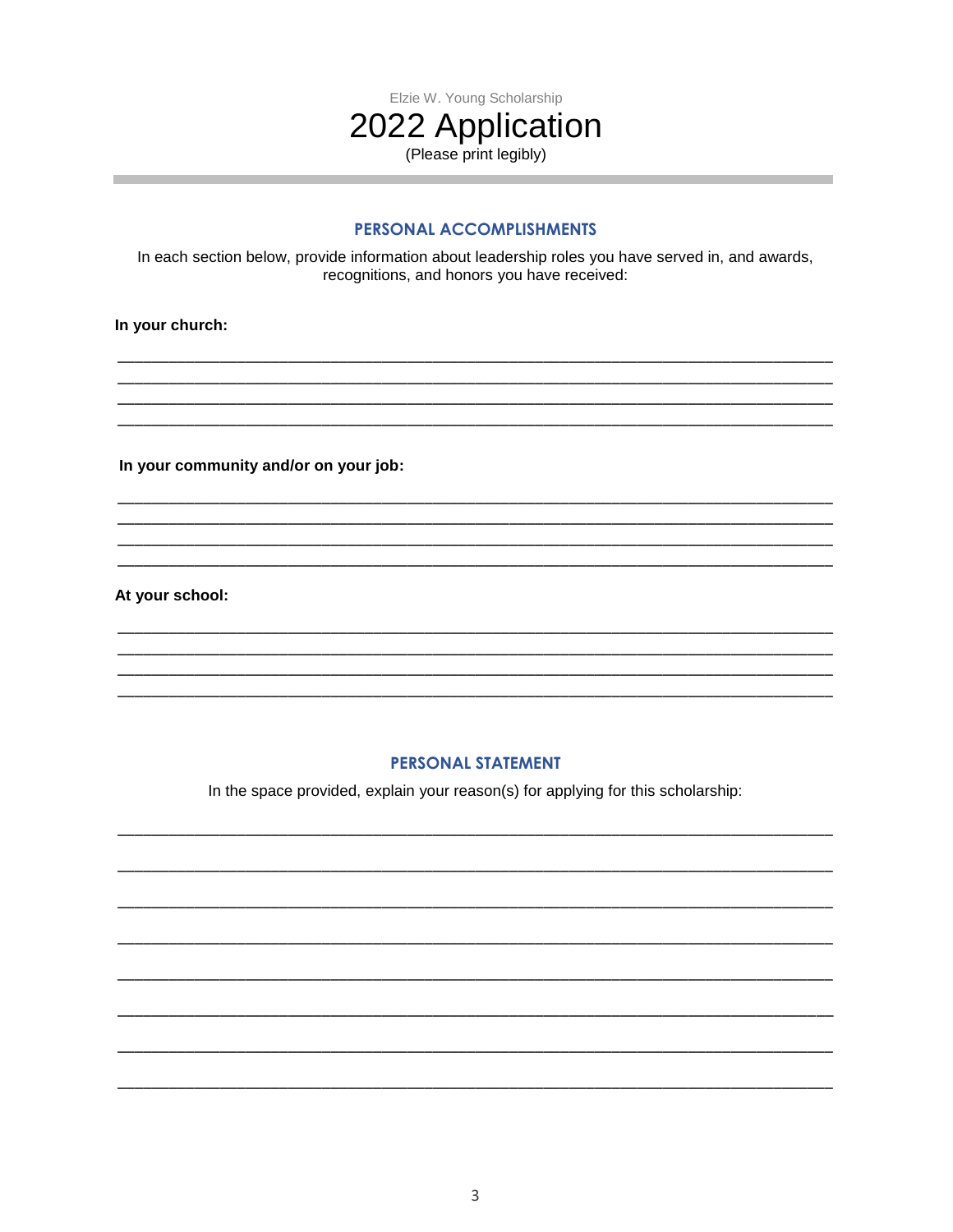Elzie W. Young Scholarship

# 2022 Application

(Please print legibly)

## PERSONAL ACCOMPLISHMENTS

In each section below, provide information about leadership roles you have served in, and awards, recognitions, and honors you have received:

**In your church:**

______________________________________________________________________________
______________________________________________________________________________
______________________________________________________________________________
______________________________________________________________________________

**In your community and/or on your job:**

______________________________________________________________________________
______________________________________________________________________________
______________________________________________________________________________
______________________________________________________________________________

**At your school:**

______________________________________________________________________________
______________________________________________________________________________
______________________________________________________________________________
______________________________________________________________________________

## PERSONAL STATEMENT

In the space provided, explain your reason(s) for applying for this scholarship:

______________________________________________________________________________

______________________________________________________________________________

______________________________________________________________________________

______________________________________________________________________________

______________________________________________________________________________

______________________________________________________________________________

______________________________________________________________________________

______________________________________________________________________________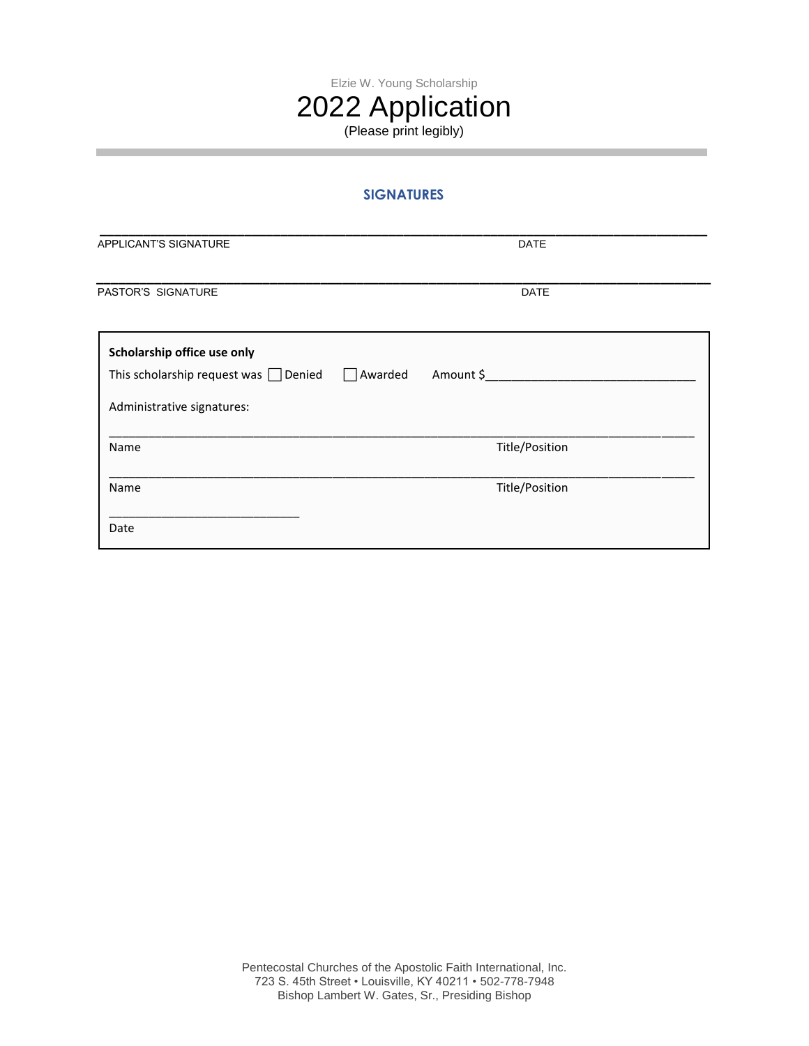Elzie W. Young Scholarship

# 2022 Application

(Please print legibly)

## SIGNATURES

_______________________________________________________________________________

APPLICANT'S SIGNATURE DATE

_______________________________________________________________________________

PASTOR'S SIGNATURE DATE

**Scholarship office use only**

This scholarship request was ☐ Denied ☐ Awarded Amount $______________________________

Administrative signatures:

_______________________________________________________________________________

Name Title/Position

_______________________________________________________________________________

Name Title/Position

____________________________

Date

Pentecostal Churches of the Apostolic Faith International, Inc.
723 S. 45th Street • Louisville, KY 40211 • 502-778-7948
Bishop Lambert W. Gates, Sr., Presiding Bishop